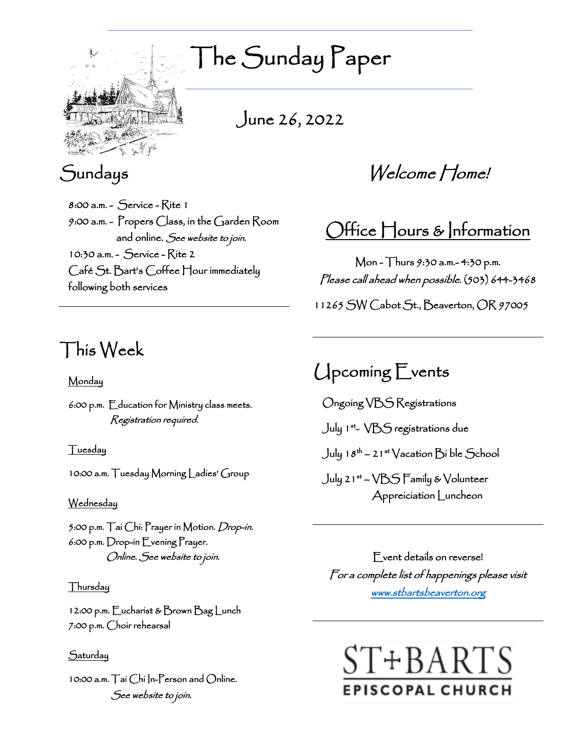# The Sunday Paper

June 26, 2022

## Sundays

8:00 a.m. – Service – Rite 1
9:00 a.m. – Propers Class, in the Garden Room and online. *See website to join.*
10:30 a.m. – Service – Rite 2
Café St. Bart's Coffee Hour immediately following both services

## *Welcome Home!*

## Office Hours & Information

Mon – Thurs 9:30 a.m.– 4:30 p.m.
*Please call ahead when possible.* (503) 644-3468

11265 SW Cabot St., Beaverton, OR 97005

## This Week

Monday

6:00 p.m. Education for Ministry class meets. *Registration required.*

Tuesday

10:00 a.m. Tuesday Morning Ladies' Group

Wednesday

5:00 p.m. Tai Chi: Prayer in Motion. *Drop-in.*
6:00 p.m. Drop-in Evening Prayer. *Online. See website to join.*

Thursday

12:00 p.m. Eucharist & Brown Bag Lunch
7:00 p.m. Choir rehearsal

Saturday

10:00 a.m. Tai Chi In-Person and Online. *See website to join.*

## Upcoming Events

Ongoing VBS Registrations

July 1st– VBS registrations due

July 18th – 21st Vacation Bi ble School

July 21st – VBS Family & Volunteer Appreiciation Luncheon

Event details on reverse!
*For a complete list of happenings please visit* [www.stbartsbeaverton.org](http://www.stbartsbeaverton.org)

ST+BARTS
EPISCOPAL CHURCH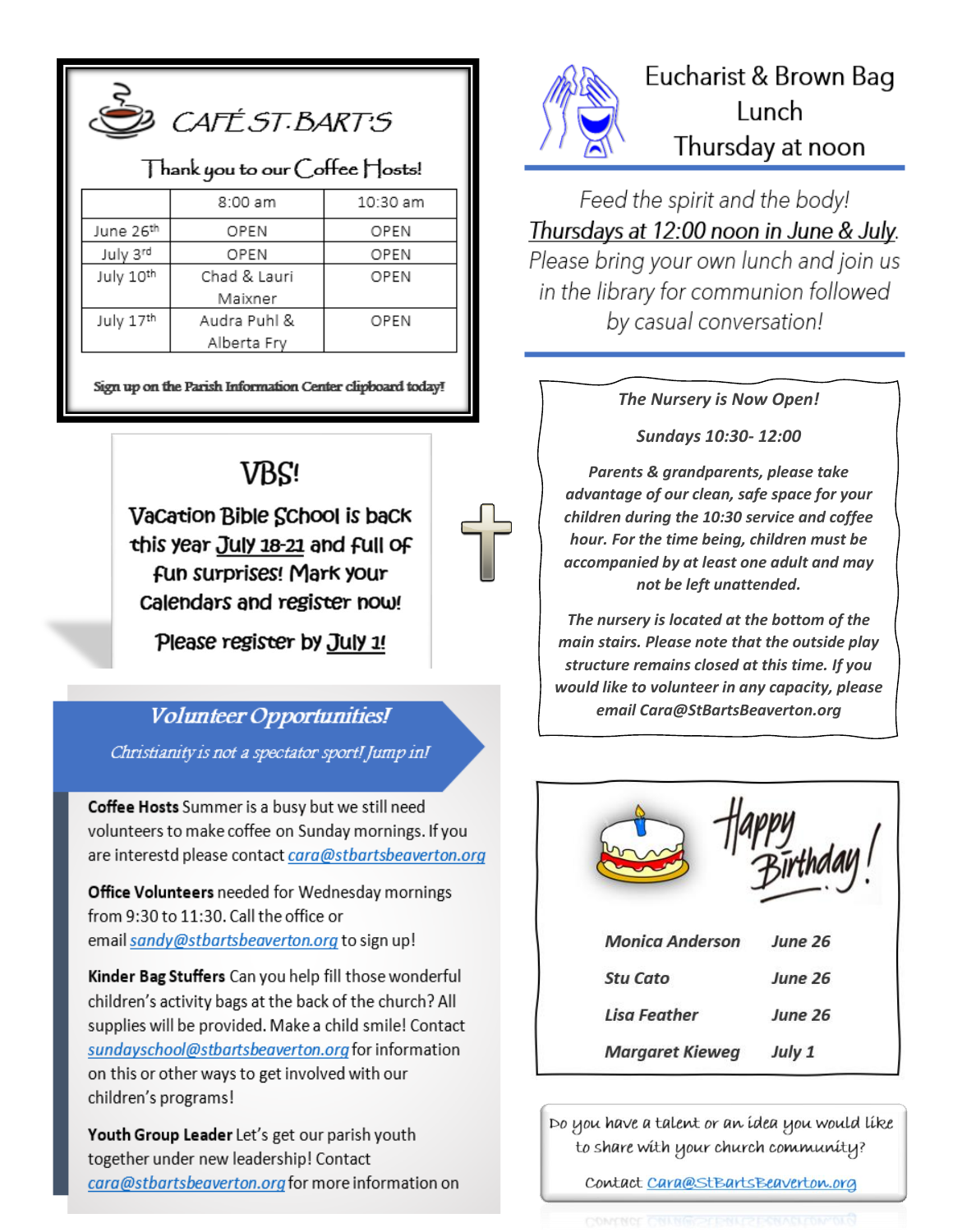## CAFÉ ST. BART'S

### Thank you to our Coffee Hosts!

| | 8:00 am | 10:30 am |
|---|---|---|
| June 26th | OPEN | OPEN |
| July 3rd | OPEN | OPEN |
| July 10th | Chad & Lauri Maixner | OPEN |
| July 17th | Audra Puhl & Alberta Fry | OPEN |

Sign up on the Parish Information Center clipboard today!

## VBS!

**Vacation Bible School is back this year July 18-21 and full of fun surprises! Mark your calendars and register now!**

**Please register by July 1!**

## *Volunteer Opportunities!*

*Christianity is not a spectator sport! Jump in!*

**Coffee Hosts** Summer is a busy but we still need volunteers to make coffee on Sunday mornings. If you are interestd please contact *cara@stbartsbeaverton.org*

**Office Volunteers** needed for Wednesday mornings from 9:30 to 11:30. Call the office or email *sandy@stbartsbeaverton.org* to sign up!

**Kinder Bag Stuffers** Can you help fill those wonderful children's activity bags at the back of the church? All supplies will be provided. Make a child smile! Contact *sundayschool@stbartsbeaverton.org* for information on this or other ways to get involved with our children's programs!

**Youth Group Leader** Let's get our parish youth together under new leadership! Contact *cara@stbartsbeaverton.org* for more information on

## Eucharist & Brown Bag Lunch Thursday at noon

*Feed the spirit and the body!*
*Thursdays at 12:00 noon in June & July.*
*Please bring your own lunch and join us in the library for communion followed by casual conversation!*

***The Nursery is Now Open!***

***Sundays 10:30- 12:00***

***Parents & grandparents, please take advantage of our clean, safe space for your children during the 10:30 service and coffee hour. For the time being, children must be accompanied by at least one adult and may not be left unattended.***

***The nursery is located at the bottom of the main stairs. Please note that the outside play structure remains closed at this time. If you would like to volunteer in any capacity, please email Cara@StBartsBeaverton.org***

## Happy Birthday!

| | |
|---|---|
| ***Monica Anderson*** | ***June 26*** |
| ***Stu Cato*** | ***June 26*** |
| ***Lisa Feather*** | ***June 26*** |
| ***Margaret Kieweg*** | ***July 1*** |

Do you have a talent or an idea you would like to share with your church community?

Contact Cara@StBartsBeaverton.org